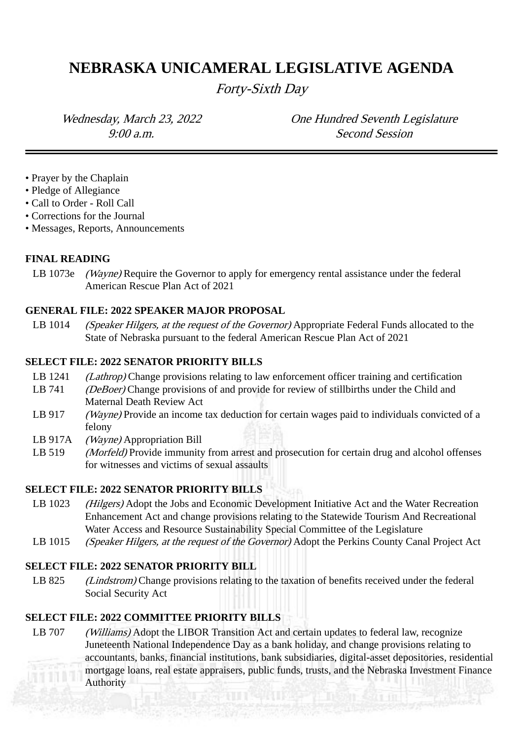# NEBRASKA UNICAMERAL LEGISLATIVE AGENDA

*Forty-Sixth Day*

*Wednesday, March 23, 2022*
*9:00 a.m.*

*One Hundred Seventh Legislature*
*Second Session*

---

- Prayer by the Chaplain
- Pledge of Allegiance
- Call to Order - Roll Call
- Corrections for the Journal
- Messages, Reports, Announcements

**FINAL READING**

LB 1073e *(Wayne)* Require the Governor to apply for emergency rental assistance under the federal American Rescue Plan Act of 2021

**GENERAL FILE: 2022 SPEAKER MAJOR PROPOSAL**

LB 1014 *(Speaker Hilgers, at the request of the Governor)* Appropriate Federal Funds allocated to the State of Nebraska pursuant to the federal American Rescue Plan Act of 2021

**SELECT FILE: 2022 SENATOR PRIORITY BILLS**

LB 1241 *(Lathrop)* Change provisions relating to law enforcement officer training and certification

LB 741 *(DeBoer)* Change provisions of and provide for review of stillbirths under the Child and Maternal Death Review Act

LB 917 *(Wayne)* Provide an income tax deduction for certain wages paid to individuals convicted of a felony

LB 917A *(Wayne)* Appropriation Bill

LB 519 *(Morfeld)* Provide immunity from arrest and prosecution for certain drug and alcohol offenses for witnesses and victims of sexual assaults

**SELECT FILE: 2022 SENATOR PRIORITY BILLS**

LB 1023 *(Hilgers)* Adopt the Jobs and Economic Development Initiative Act and the Water Recreation Enhancement Act and change provisions relating to the Statewide Tourism And Recreational Water Access and Resource Sustainability Special Committee of the Legislature

LB 1015 *(Speaker Hilgers, at the request of the Governor)* Adopt the Perkins County Canal Project Act

**SELECT FILE: 2022 SENATOR PRIORITY BILL**

LB 825 *(Lindstrom)* Change provisions relating to the taxation of benefits received under the federal Social Security Act

**SELECT FILE: 2022 COMMITTEE PRIORITY BILLS**

LB 707 *(Williams)* Adopt the LIBOR Transition Act and certain updates to federal law, recognize Juneteenth National Independence Day as a bank holiday, and change provisions relating to accountants, banks, financial institutions, bank subsidiaries, digital-asset depositories, residential mortgage loans, real estate appraisers, public funds, trusts, and the Nebraska Investment Finance Authority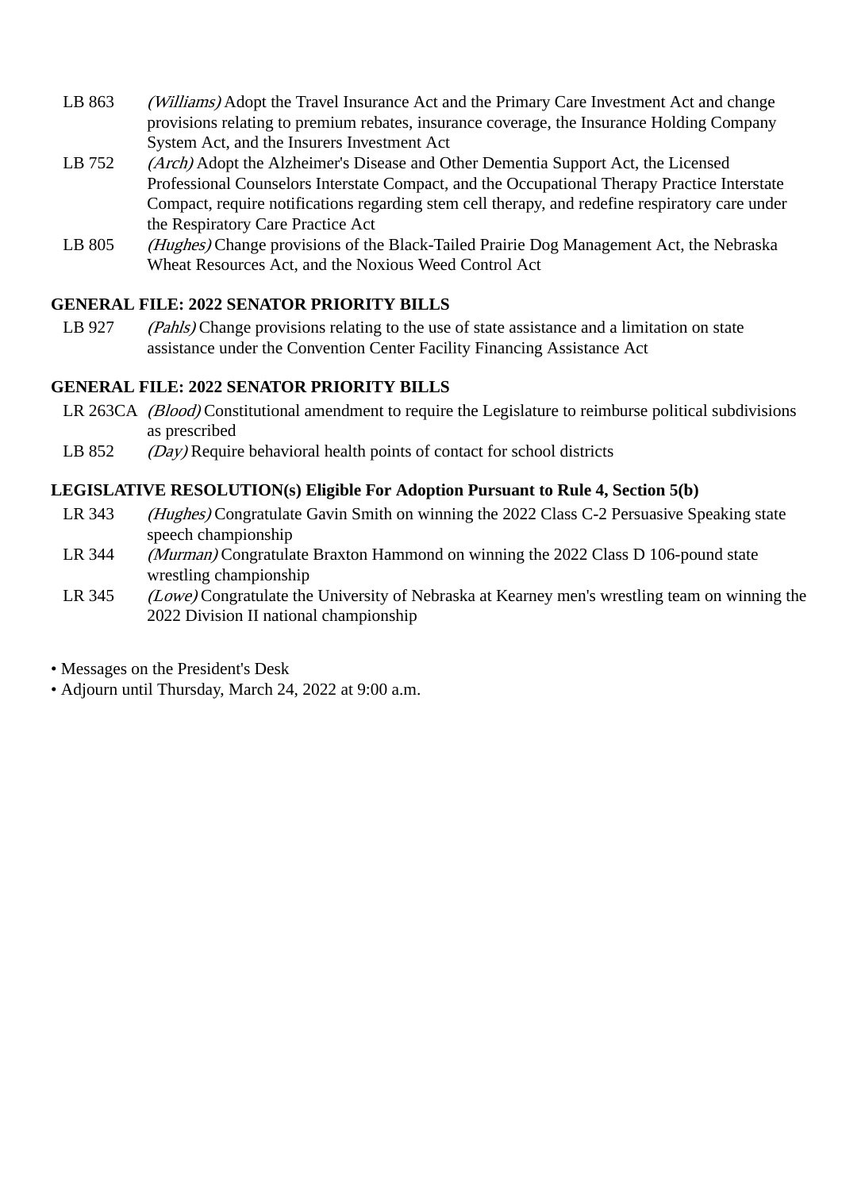LB 863 *(Williams)* Adopt the Travel Insurance Act and the Primary Care Investment Act and change provisions relating to premium rebates, insurance coverage, the Insurance Holding Company System Act, and the Insurers Investment Act

LB 752 *(Arch)* Adopt the Alzheimer's Disease and Other Dementia Support Act, the Licensed Professional Counselors Interstate Compact, and the Occupational Therapy Practice Interstate Compact, require notifications regarding stem cell therapy, and redefine respiratory care under the Respiratory Care Practice Act

LB 805 *(Hughes)* Change provisions of the Black-Tailed Prairie Dog Management Act, the Nebraska Wheat Resources Act, and the Noxious Weed Control Act

**GENERAL FILE: 2022 SENATOR PRIORITY BILLS**

LB 927 *(Pahls)* Change provisions relating to the use of state assistance and a limitation on state assistance under the Convention Center Facility Financing Assistance Act

**GENERAL FILE: 2022 SENATOR PRIORITY BILLS**

LR 263CA *(Blood)* Constitutional amendment to require the Legislature to reimburse political subdivisions as prescribed

LB 852 *(Day)* Require behavioral health points of contact for school districts

**LEGISLATIVE RESOLUTION(s) Eligible For Adoption Pursuant to Rule 4, Section 5(b)**

LR 343 *(Hughes)* Congratulate Gavin Smith on winning the 2022 Class C-2 Persuasive Speaking state speech championship

LR 344 *(Murman)* Congratulate Braxton Hammond on winning the 2022 Class D 106-pound state wrestling championship

LR 345 *(Lowe)* Congratulate the University of Nebraska at Kearney men's wrestling team on winning the 2022 Division II national championship

- Messages on the President's Desk
- Adjourn until Thursday, March 24, 2022 at 9:00 a.m.